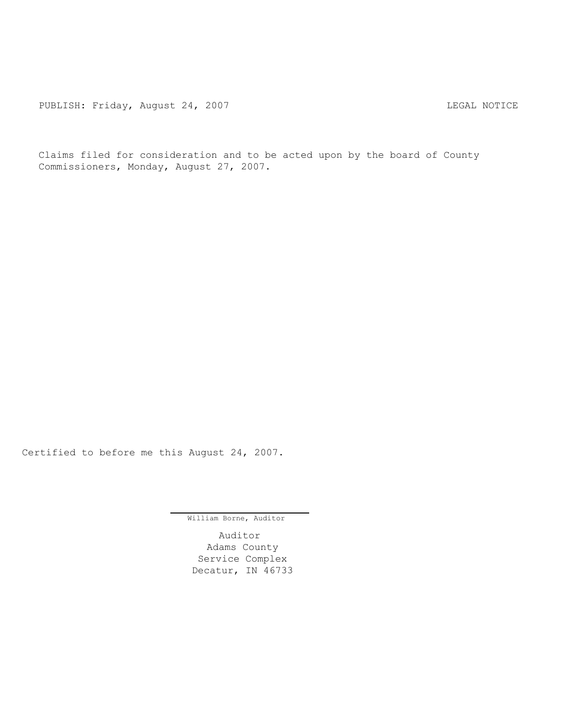PUBLISH: Friday, August 24, 2007 LEGAL NOTICE

Claims filed for consideration and to be acted upon by the board of County Commissioners, Monday, August 27, 2007.

Certified to before me this August 24, 2007.

William Borne, Auditor

Auditor
Adams County
Service Complex
Decatur, IN 46733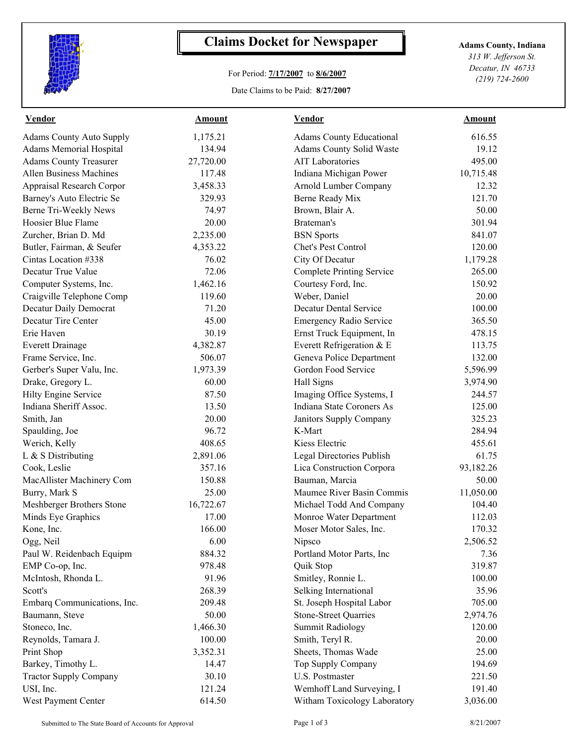# Claims Docket for Newspaper

For Period: **7/17/2007** to **8/6/2007**

Date Claims to be Paid: **8/27/2007**

**Adams County, Indiana**
*313 W. Jefferson St.*
*Decatur, IN 46733*
*(219) 724-2600*

| Vendor | Amount | Vendor | Amount |
|---|---|---|---|
| Adams County Auto Supply | 1,175.21 | Adams County Educational | 616.55 |
| Adams Memorial Hospital | 134.94 | Adams County Solid Waste | 19.12 |
| Adams County Treasurer | 27,720.00 | AIT Laboratories | 495.00 |
| Allen Business Machines | 117.48 | Indiana Michigan Power | 10,715.48 |
| Appraisal Research Corpor | 3,458.33 | Arnold Lumber Company | 12.32 |
| Barney's Auto Electric Se | 329.93 | Berne Ready Mix | 121.70 |
| Berne Tri-Weekly News | 74.97 | Brown, Blair A. | 50.00 |
| Hoosier Blue Flame | 20.00 | Brateman's | 301.94 |
| Zurcher, Brian D. Md | 2,235.00 | BSN Sports | 841.07 |
| Butler, Fairman, & Seufer | 4,353.22 | Chet's Pest Control | 120.00 |
| Cintas Location #338 | 76.02 | City Of Decatur | 1,179.28 |
| Decatur True Value | 72.06 | Complete Printing Service | 265.00 |
| Computer Systems, Inc. | 1,462.16 | Courtesy Ford, Inc. | 150.92 |
| Craigville Telephone Comp | 119.60 | Weber, Daniel | 20.00 |
| Decatur Daily Democrat | 71.20 | Decatur Dental Service | 100.00 |
| Decatur Tire Center | 45.00 | Emergency Radio Service | 365.50 |
| Erie Haven | 30.19 | Ernst Truck Equipment, In | 478.15 |
| Everett Drainage | 4,382.87 | Everett Refrigeration & E | 113.75 |
| Frame Service, Inc. | 506.07 | Geneva Police Department | 132.00 |
| Gerber's Super Valu, Inc. | 1,973.39 | Gordon Food Service | 5,596.99 |
| Drake, Gregory L. | 60.00 | Hall Signs | 3,974.90 |
| Hilty Engine Service | 87.50 | Imaging Office Systems, I | 244.57 |
| Indiana Sheriff Assoc. | 13.50 | Indiana State Coroners As | 125.00 |
| Smith, Jan | 20.00 | Janitors Supply Company | 325.23 |
| Spaulding, Joe | 96.72 | K-Mart | 284.94 |
| Werich, Kelly | 408.65 | Kiess Electric | 455.61 |
| L & S Distributing | 2,891.06 | Legal Directories Publish | 61.75 |
| Cook, Leslie | 357.16 | Lica Construction Corpora | 93,182.26 |
| MacAllister Machinery Com | 150.88 | Bauman, Marcia | 50.00 |
| Burry, Mark S | 25.00 | Maumee River Basin Commis | 11,050.00 |
| Meshberger Brothers Stone | 16,722.67 | Michael Todd And Company | 104.40 |
| Minds Eye Graphics | 17.00 | Monroe Water Department | 112.03 |
| Kone, Inc. | 166.00 | Moser Motor Sales, Inc. | 170.32 |
| Ogg, Neil | 6.00 | Nipsco | 2,506.52 |
| Paul W. Reidenbach Equipm | 884.32 | Portland Motor Parts, Inc | 7.36 |
| EMP Co-op, Inc. | 978.48 | Quik Stop | 319.87 |
| McIntosh, Rhonda L. | 91.96 | Smitley, Ronnie L. | 100.00 |
| Scott's | 268.39 | Selking International | 35.96 |
| Embarq Communications, Inc. | 209.48 | St. Joseph Hospital Labor | 705.00 |
| Baumann, Steve | 50.00 | Stone-Street Quarries | 2,974.76 |
| Stoneco, Inc. | 1,466.30 | Summit Radiology | 120.00 |
| Reynolds, Tamara J. | 100.00 | Smith, Teryl R. | 20.00 |
| Print Shop | 3,352.31 | Sheets, Thomas Wade | 25.00 |
| Barkey, Timothy L. | 14.47 | Top Supply Company | 194.69 |
| Tractor Supply Company | 30.10 | U.S. Postmaster | 221.50 |
| USI, Inc. | 121.24 | Wemhoff Land Surveying, I | 191.40 |
| West Payment Center | 614.50 | Witham Toxicology Laboratory | 3,036.00 |

Submitted to The State Board of Accounts for Approval

8/21/2007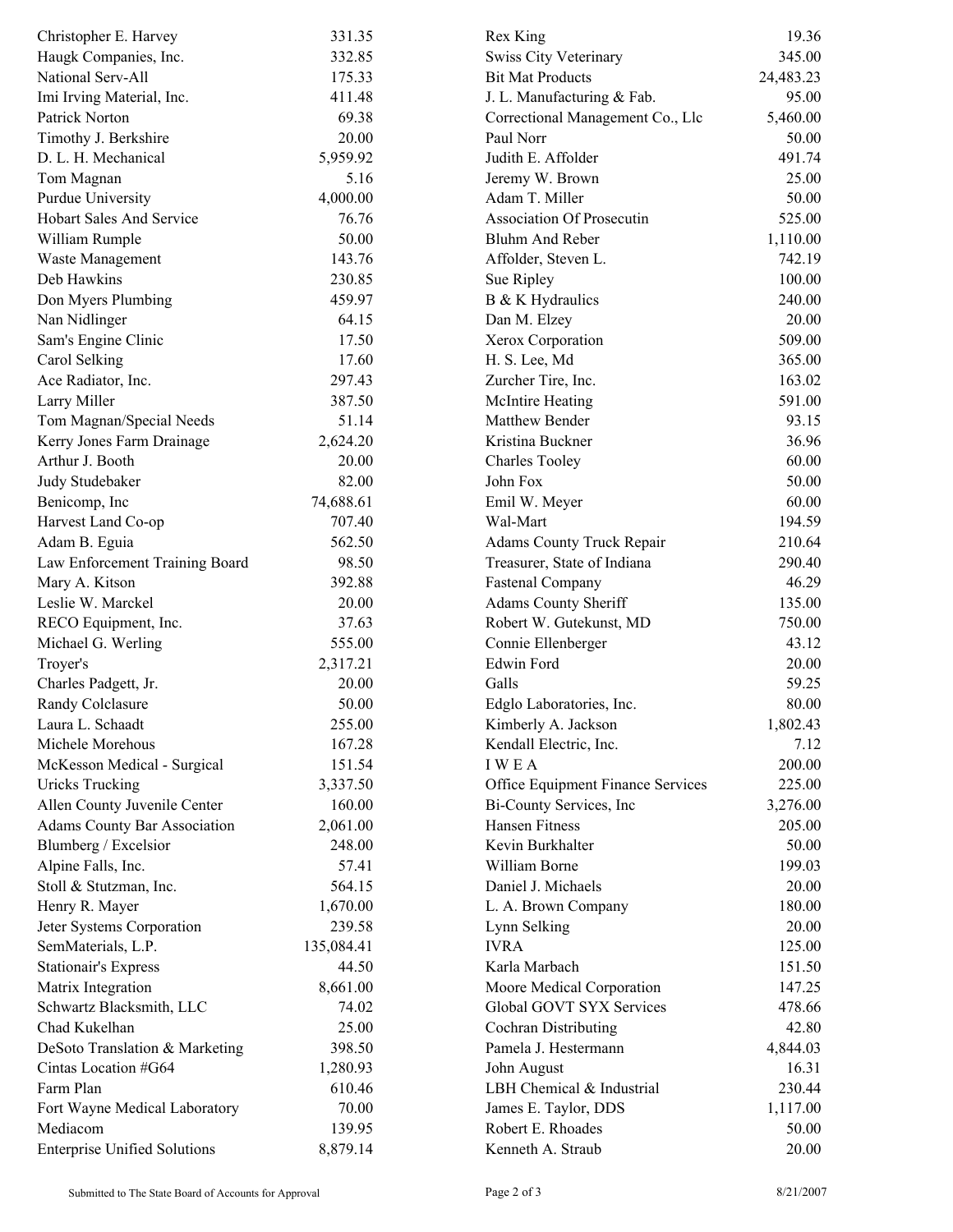| Name | Amount |
|---|---|
| Christopher E. Harvey | 331.35 |
| Haugk Companies, Inc. | 332.85 |
| National Serv-All | 175.33 |
| Imi Irving Material, Inc. | 411.48 |
| Patrick Norton | 69.38 |
| Timothy J. Berkshire | 20.00 |
| D. L. H. Mechanical | 5,959.92 |
| Tom Magnan | 5.16 |
| Purdue University | 4,000.00 |
| Hobart Sales And Service | 76.76 |
| William Rumple | 50.00 |
| Waste Management | 143.76 |
| Deb Hawkins | 230.85 |
| Don Myers Plumbing | 459.97 |
| Nan Nidlinger | 64.15 |
| Sam's Engine Clinic | 17.50 |
| Carol Selking | 17.60 |
| Ace Radiator, Inc. | 297.43 |
| Larry Miller | 387.50 |
| Tom Magnan/Special Needs | 51.14 |
| Kerry Jones Farm Drainage | 2,624.20 |
| Arthur J. Booth | 20.00 |
| Judy Studebaker | 82.00 |
| Benicomp, Inc | 74,688.61 |
| Harvest Land Co-op | 707.40 |
| Adam B. Eguia | 562.50 |
| Law Enforcement Training Board | 98.50 |
| Mary A. Kitson | 392.88 |
| Leslie W. Marckel | 20.00 |
| RECO Equipment, Inc. | 37.63 |
| Michael G. Werling | 555.00 |
| Troyer's | 2,317.21 |
| Charles Padgett, Jr. | 20.00 |
| Randy Colclasure | 50.00 |
| Laura L. Schaadt | 255.00 |
| Michele Morehous | 167.28 |
| McKesson Medical - Surgical | 151.54 |
| Uricks Trucking | 3,337.50 |
| Allen County Juvenile Center | 160.00 |
| Adams County Bar Association | 2,061.00 |
| Blumberg / Excelsior | 248.00 |
| Alpine Falls, Inc. | 57.41 |
| Stoll & Stutzman, Inc. | 564.15 |
| Henry R. Mayer | 1,670.00 |
| Jeter Systems Corporation | 239.58 |
| SemMaterials, L.P. | 135,084.41 |
| Stationair's Express | 44.50 |
| Matrix Integration | 8,661.00 |
| Schwartz Blacksmith, LLC | 74.02 |
| Chad Kukelhan | 25.00 |
| DeSoto Translation & Marketing | 398.50 |
| Cintas Location #G64 | 1,280.93 |
| Farm Plan | 610.46 |
| Fort Wayne Medical Laboratory | 70.00 |
| Mediacom | 139.95 |
| Enterprise Unified Solutions | 8,879.14 |
| Rex King | 19.36 |
| Swiss City Veterinary | 345.00 |
| Bit Mat Products | 24,483.23 |
| J. L. Manufacturing & Fab. | 95.00 |
| Correctional Management Co., Llc | 5,460.00 |
| Paul Norr | 50.00 |
| Judith E. Affolder | 491.74 |
| Jeremy W. Brown | 25.00 |
| Adam T. Miller | 50.00 |
| Association Of Prosecutin | 525.00 |
| Bluhm And Reber | 1,110.00 |
| Affolder, Steven L. | 742.19 |
| Sue Ripley | 100.00 |
| B & K Hydraulics | 240.00 |
| Dan M. Elzey | 20.00 |
| Xerox Corporation | 509.00 |
| H. S. Lee, Md | 365.00 |
| Zurcher Tire, Inc. | 163.02 |
| McIntire Heating | 591.00 |
| Matthew Bender | 93.15 |
| Kristina Buckner | 36.96 |
| Charles Tooley | 60.00 |
| John Fox | 50.00 |
| Emil W. Meyer | 60.00 |
| Wal-Mart | 194.59 |
| Adams County Truck Repair | 210.64 |
| Treasurer, State of Indiana | 290.40 |
| Fastenal Company | 46.29 |
| Adams County Sheriff | 135.00 |
| Robert W. Gutekunst, MD | 750.00 |
| Connie Ellenberger | 43.12 |
| Edwin Ford | 20.00 |
| Galls | 59.25 |
| Edglo Laboratories, Inc. | 80.00 |
| Kimberly A. Jackson | 1,802.43 |
| Kendall Electric, Inc. | 7.12 |
| I W E A | 200.00 |
| Office Equipment Finance Services | 225.00 |
| Bi-County Services, Inc | 3,276.00 |
| Hansen Fitness | 205.00 |
| Kevin Burkhalter | 50.00 |
| William Borne | 199.03 |
| Daniel J. Michaels | 20.00 |
| L. A. Brown Company | 180.00 |
| Lynn Selking | 20.00 |
| IVRA | 125.00 |
| Karla Marbach | 151.50 |
| Moore Medical Corporation | 147.25 |
| Global GOVT SYX Services | 478.66 |
| Cochran Distributing | 42.80 |
| Pamela J. Hestermann | 4,844.03 |
| John August | 16.31 |
| LBH Chemical & Industrial | 230.44 |
| James E. Taylor, DDS | 1,117.00 |
| Robert E. Rhoades | 50.00 |
| Kenneth A. Straub | 20.00 |

Submitted to The State Board of Accounts for Approval

8/21/2007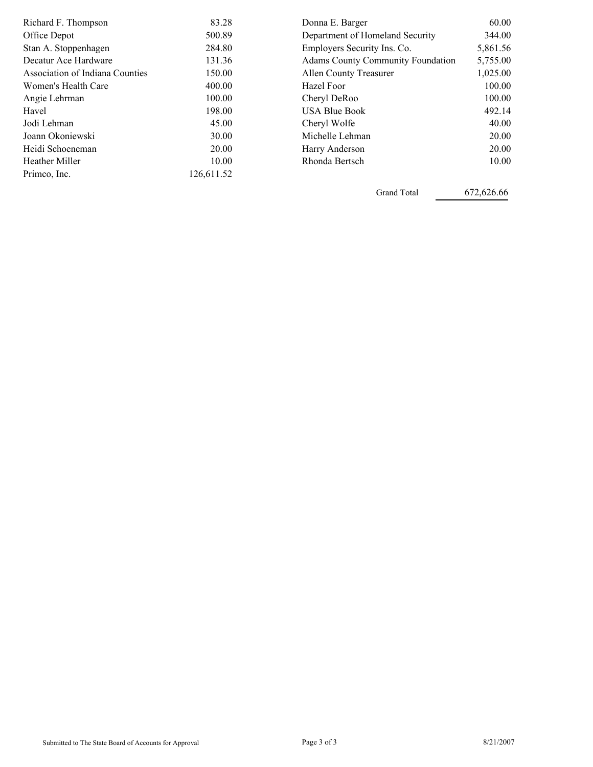| | |
|---|---|
| Richard F. Thompson | 83.28 |
| Office Depot | 500.89 |
| Stan A. Stoppenhagen | 284.80 |
| Decatur Ace Hardware | 131.36 |
| Association of Indiana Counties | 150.00 |
| Women's Health Care | 400.00 |
| Angie Lehrman | 100.00 |
| Havel | 198.00 |
| Jodi Lehman | 45.00 |
| Joann Okoniewski | 30.00 |
| Heidi Schoeneman | 20.00 |
| Heather Miller | 10.00 |
| Primco, Inc. | 126,611.52 |
| Donna E. Barger | 60.00 |
| Department of Homeland Security | 344.00 |
| Employers Security Ins. Co. | 5,861.56 |
| Adams County Community Foundation | 5,755.00 |
| Allen County Treasurer | 1,025.00 |
| Hazel Foor | 100.00 |
| Cheryl DeRoo | 100.00 |
| USA Blue Book | 492.14 |
| Cheryl Wolfe | 40.00 |
| Michelle Lehman | 20.00 |
| Harry Anderson | 20.00 |
| Rhonda Bertsch | 10.00 |

Grand Total 672,626.66

Submitted to The State Board of Accounts for Approval

8/21/2007